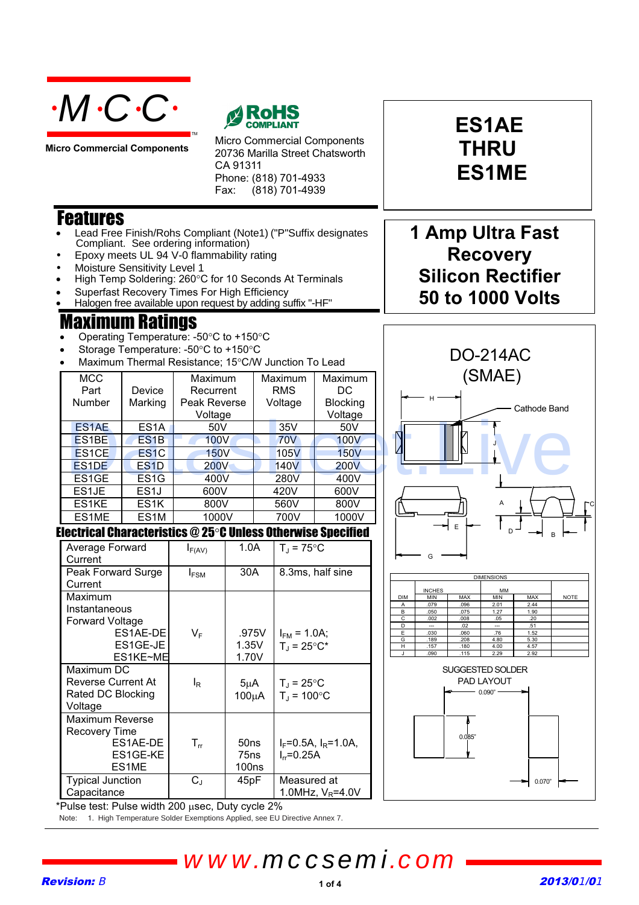**·M·C·C·**

**Micro Commercial Components**

RoHS COMPLIANT

Micro Commercial Components
20736 Marilla Street Chatsworth
CA 91311
Phone: (818) 701-4933
Fax: (818) 701-4939

# ES1AE THRU ES1ME

## 1 Amp Ultra Fast Recovery Silicon Rectifier 50 to 1000 Volts

## Features

- Lead Free Finish/Rohs Compliant (Note1) ("P"Suffix designates Compliant. See ordering information)
- Epoxy meets UL 94 V-0 flammability rating
- Moisture Sensitivity Level 1
- High Temp Soldering: 260°C for 10 Seconds At Terminals
- Superfast Recovery Times For High Efficiency
- Halogen free available upon request by adding suffix "-HF"

## Maximum Ratings

- Operating Temperature: -50°C to +150°C
- Storage Temperature: -50°C to +150°C
- Maximum Thermal Resistance; 15°C/W Junction To Lead

| MCC Part Number | Device Marking | Maximum Recurrent Peak Reverse Voltage | Maximum RMS Voltage | Maximum DC Blocking Voltage |
|---|---|---|---|---|
| ES1AE | ES1A | 50V | 35V | 50V |
| ES1BE | ES1B | 100V | 70V | 100V |
| ES1CE | ES1C | 150V | 105V | 150V |
| ES1DE | ES1D | 200V | 140V | 200V |
| ES1GE | ES1G | 400V | 280V | 400V |
| ES1JE | ES1J | 600V | 420V | 600V |
| ES1KE | ES1K | 800V | 560V | 800V |
| ES1ME | ES1M | 1000V | 700V | 1000V |

## Electrical Characteristics @ 25°C Unless Otherwise Specified

| Parameter | Symbol | Value | Conditions |
|---|---|---|---|
| Average Forward Current | $I_{F(AV)}$ | 1.0A | $T_J$ = 75°C |
| Peak Forward Surge Current | $I_{FSM}$ | 30A | 8.3ms, half sine |
| Maximum Instantaneous Forward Voltage ES1AE-DE / ES1GE-JE / ES1KE~ME | $V_F$ | .975V / 1.35V / 1.70V | $I_{FM}$ = 1.0A; $T_J$ = 25°C* |
| Maximum DC Reverse Current At Rated DC Blocking Voltage | $I_R$ | 5μA / 100μA | $T_J$ = 25°C / $T_J$ = 100°C |
| Maximum Reverse Recovery Time ES1AE-DE / ES1GE-KE / ES1ME | $T_{rr}$ | 50ns / 75ns / 100ns | $I_F$=0.5A, $I_R$=1.0A, $I_{rr}$=0.25A |
| Typical Junction Capacitance | $C_J$ | 45pF | Measured at 1.0MHz, $V_R$=4.0V |

*Pulse test: Pulse width 200 μsec, Duty cycle 2%

Note: 1. High Temperature Solder Exemptions Applied, see EU Directive Annex 7.

## DO-214AC (SMAE)

Cathode Band

| DIM | INCHES MIN | INCHES MAX | MM MIN | MM MAX | NOTE |
|---|---|---|---|---|---|
| A | .079 | .096 | 2.01 | 2.44 | |
| B | .050 | .075 | 1.27 | 1.90 | |
| C | .002 | .008 | .05 | .20 | |
| D | --- | .02 | --- | .51 | |
| E | .030 | .060 | .76 | 1.52 | |
| G | .189 | .208 | 4.80 | 5.30 | |
| H | .157 | .180 | 4.00 | 4.57 | |
| J | .090 | .115 | 2.29 | 2.92 | |

SUGGESTED SOLDER PAD LAYOUT

0.090"

0.085"

0.070"

www.mccsemi.com

**Revision: B** **2013/01/01**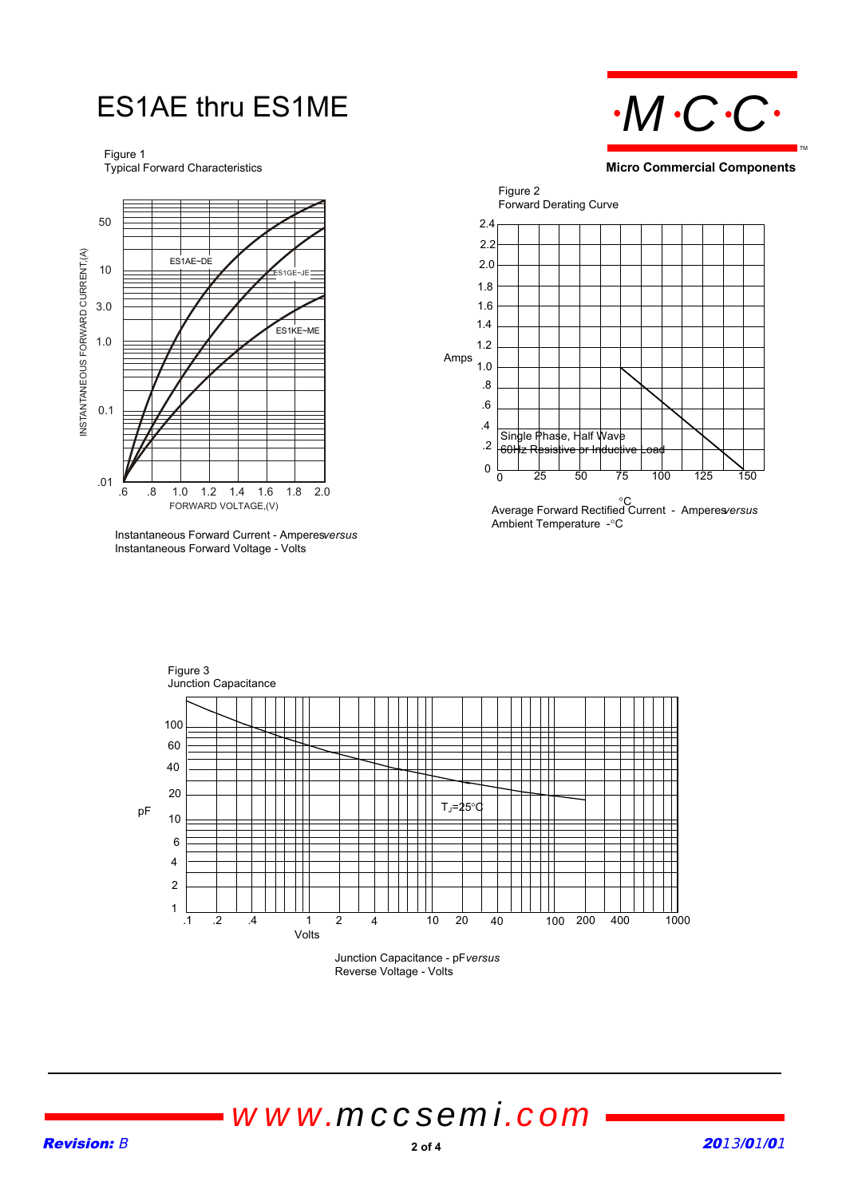# ES1AE thru ES1ME

**Micro Commercial Components**

Figure 1
Typical Forward Characteristics

INSTANTANEOUS FORWARD CURRENT,(A)

50
10
3.0
1.0
0.1
.01

ES1AE~DE
ES1GE~JE
ES1KE~ME

.6 .8 1.0 1.2 1.4 1.6 1.8 2.0
FORWARD VOLTAGE,(V)

Instantaneous Forward Current - Amperes *versus*
Instantaneous Forward Voltage - Volts

Figure 2
Forward Derating Curve

Amps

2.4
2.2
2.0
1.8
1.6
1.4
1.2
1.0
.8
.6
.4
.2
0

Single Phase, Half Wave
60Hz Resistive or Inductive Load

0 25 50 75 100 125 150
°C

Average Forward Rectified Current - Amperes *versus*
Ambient Temperature - °C

Figure 3
Junction Capacitance

pF

100
60
40
20
10
6
4
2
1

$T_J=25°C$

.1 .2 .4 1 2 4 10 20 40 100 200 400 1000
Volts

Junction Capacitance - pF *versus*
Reverse Voltage - Volts

www.mccsemi.com

***Revision:*** *B*

***2013/01/01***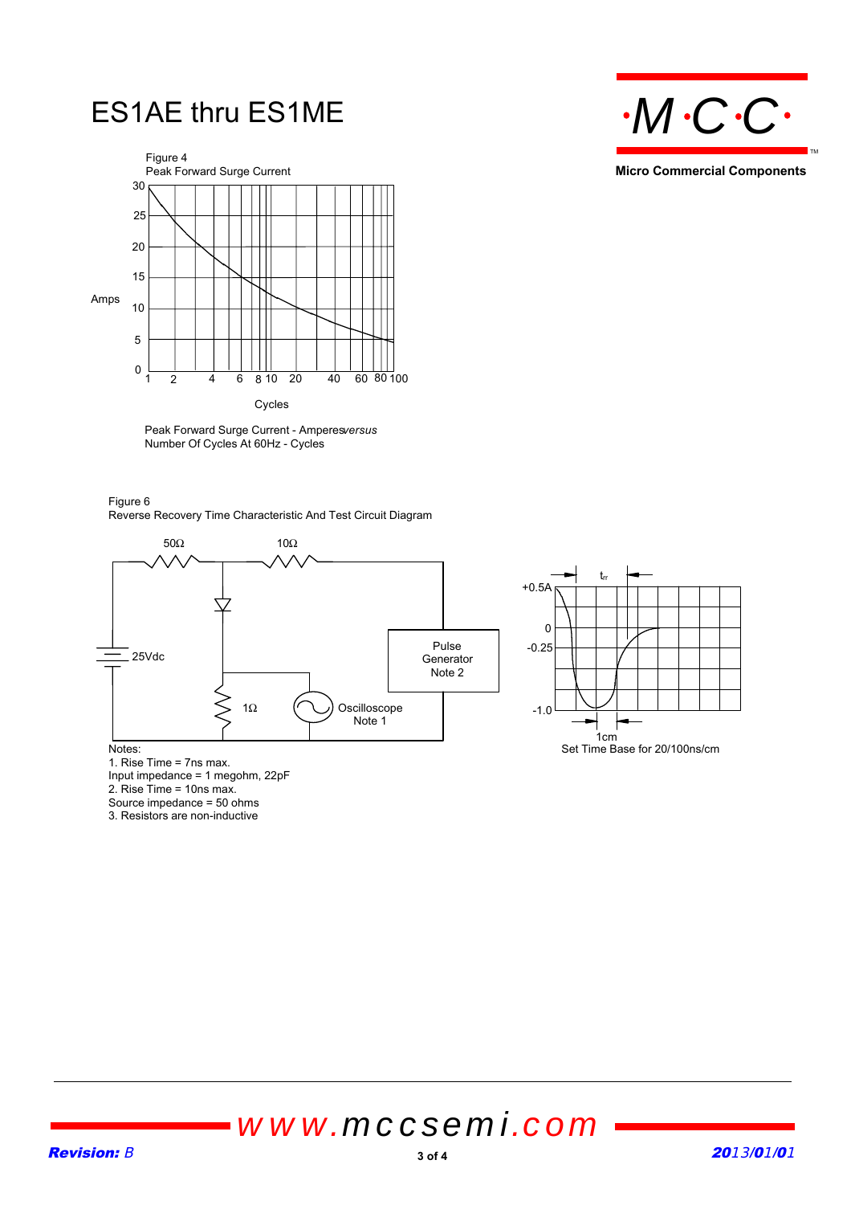# ES1AE thru ES1ME

Figure 4
Peak Forward Surge Current

Peak Forward Surge Current - Amperes *versus*
Number Of Cycles At 60Hz - Cycles

Figure 6
Reverse Recovery Time Characteristic And Test Circuit Diagram

Notes:
1. Rise Time = 7ns max.
Input impedance = 1 megohm, 22pF
2. Rise Time = 10ns max.
Source impedance = 50 ohms
3. Resistors are non-inductive

1cm
Set Time Base for 20/100ns/cm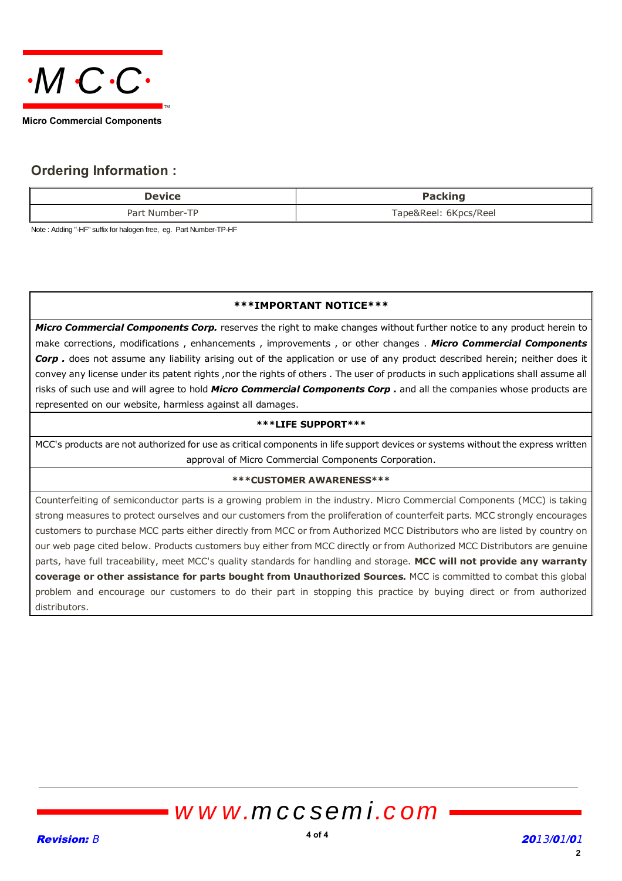**Micro Commercial Components**

## Ordering Information :

| Device | Packing |
|---|---|
| Part Number-TP | Tape&Reel: 6Kpcs/Reel |

Note : Adding "-HF" suffix for halogen free, eg. Part Number-TP-HF

### ***IMPORTANT NOTICE***

***Micro Commercial Components Corp.*** reserves the right to make changes without further notice to any product herein to make corrections, modifications , enhancements , improvements , or other changes . ***Micro Commercial Components Corp .*** does not assume any liability arising out of the application or use of any product described herein; neither does it convey any license under its patent rights ,nor the rights of others . The user of products in such applications shall assume all risks of such use and will agree to hold ***Micro Commercial Components Corp .*** and all the companies whose products are represented on our website, harmless against all damages.

### ***LIFE SUPPORT***

MCC's products are not authorized for use as critical components in life support devices or systems without the express written approval of Micro Commercial Components Corporation.

### ***CUSTOMER AWARENESS***

Counterfeiting of semiconductor parts is a growing problem in the industry. Micro Commercial Components (MCC) is taking strong measures to protect ourselves and our customers from the proliferation of counterfeit parts. MCC strongly encourages customers to purchase MCC parts either directly from MCC or from Authorized MCC Distributors who are listed by country on our web page cited below. Products customers buy either from MCC directly or from Authorized MCC Distributors are genuine parts, have full traceability, meet MCC's quality standards for handling and storage. **MCC will not provide any warranty coverage or other assistance for parts bought from Unauthorized Sources.** MCC is committed to combat this global problem and encourage our customers to do their part in stopping this practice by buying direct or from authorized distributors.

www.mccsemi.com

***Revision:*** B

2013/01/01